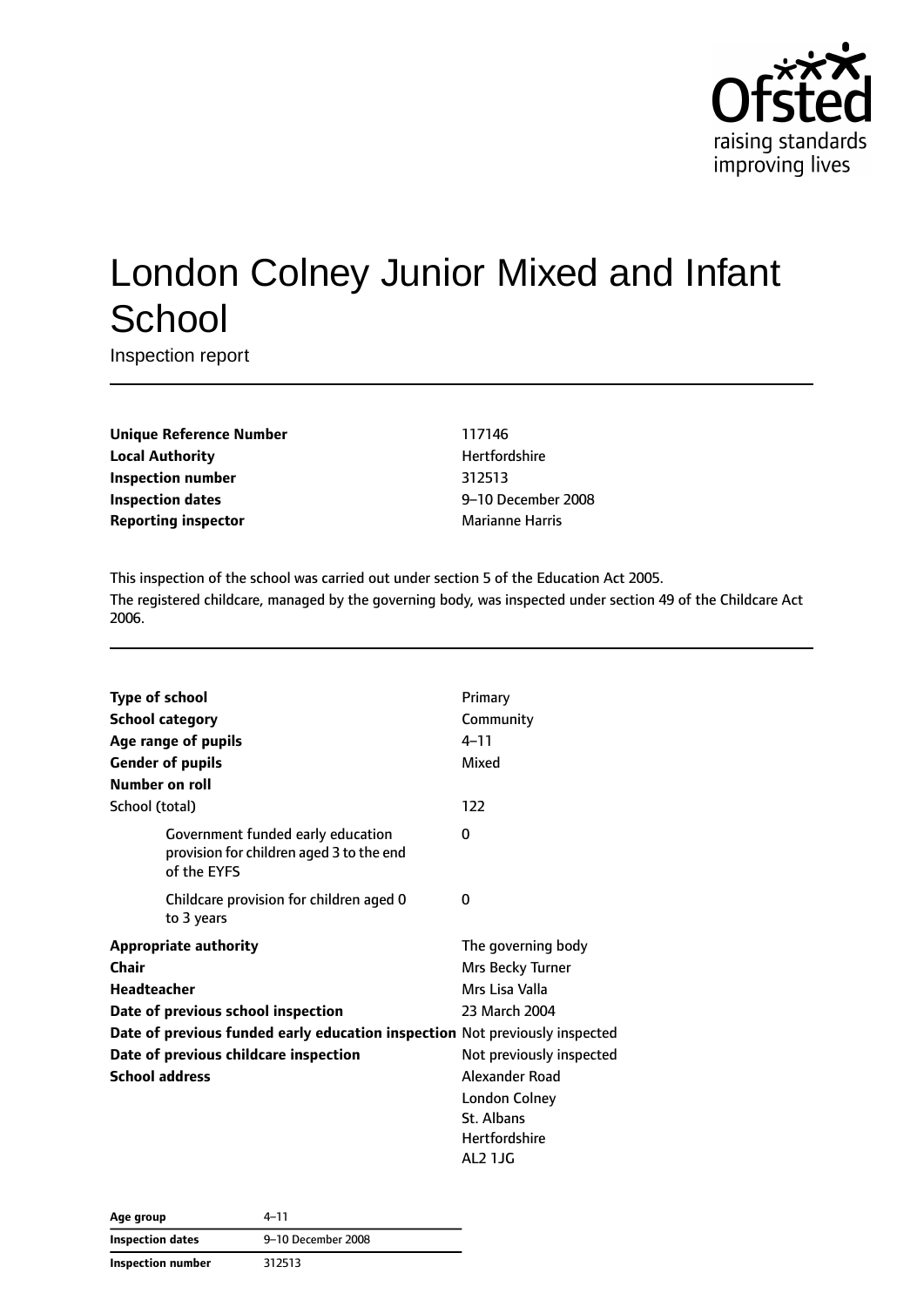# London Colney Junior Mixed and Infant School

Inspection report

| | |
|---|---|
| **Unique Reference Number** | 117146 |
| **Local Authority** | Hertfordshire |
| **Inspection number** | 312513 |
| **Inspection dates** | 9–10 December 2008 |
| **Reporting inspector** | Marianne Harris |

This inspection of the school was carried out under section 5 of the Education Act 2005.

The registered childcare, managed by the governing body, was inspected under section 49 of the Childcare Act 2006.

| | |
|---|---|
| **Type of school** | Primary |
| **School category** | Community |
| **Age range of pupils** | 4–11 |
| **Gender of pupils** | Mixed |
| **Number on roll** | |
| School (total) | 122 |
| Government funded early education provision for children aged 3 to the end of the EYFS | 0 |
| Childcare provision for children aged 0 to 3 years | 0 |
| **Appropriate authority** | The governing body |
| **Chair** | Mrs Becky Turner |
| **Headteacher** | Mrs Lisa Valla |
| **Date of previous school inspection** | 23 March 2004 |
| **Date of previous funded early education inspection** | Not previously inspected |
| **Date of previous childcare inspection** | Not previously inspected |
| **School address** | Alexander Road<br>London Colney<br>St. Albans<br>Hertfordshire<br>AL2 1JG |

| | |
|---|---|
| **Age group** | 4–11 |
| **Inspection dates** | 9–10 December 2008 |
| **Inspection number** | 312513 |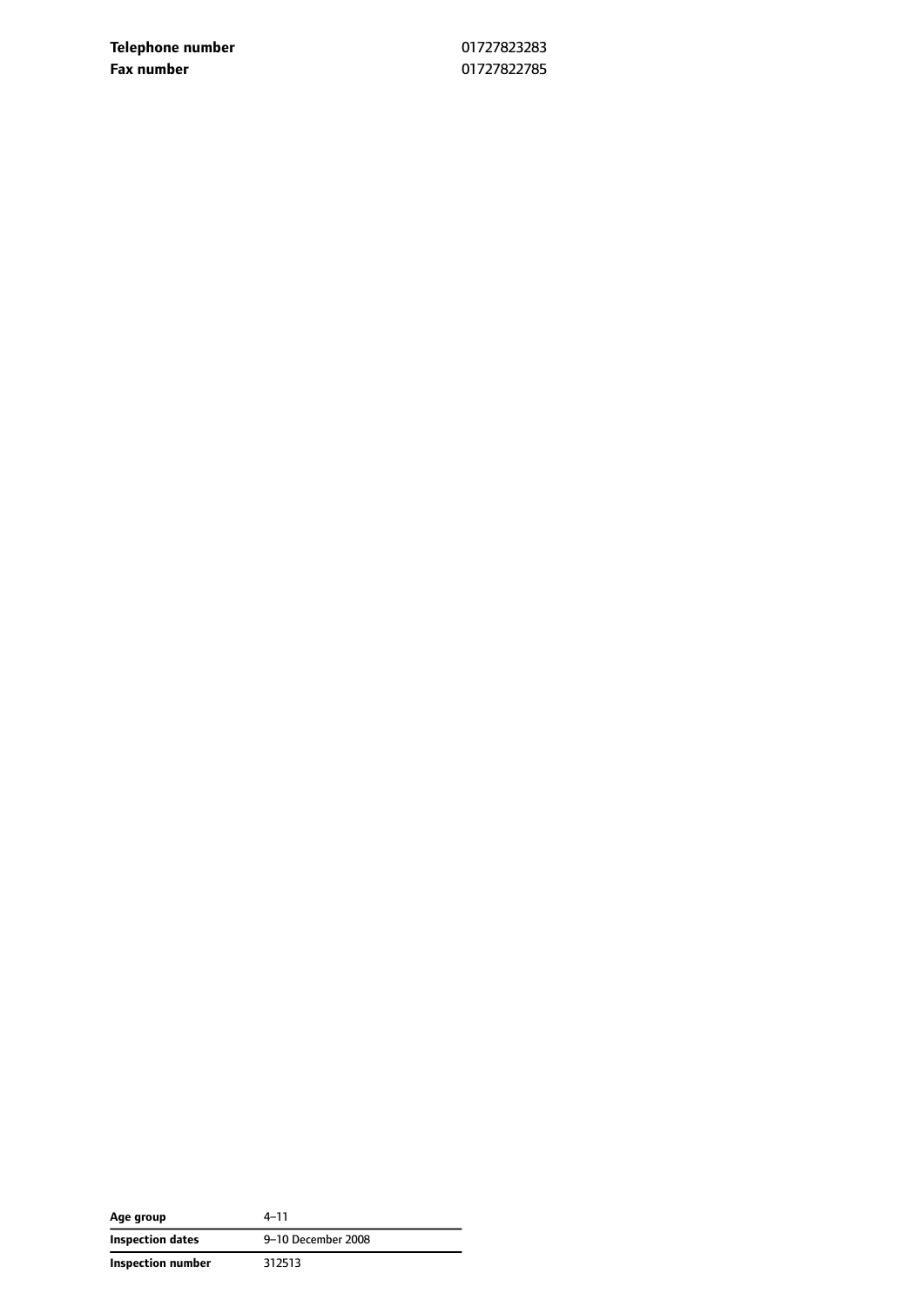| | |
|---|---|
| **Telephone number** | 01727823283 |
| **Fax number** | 01727822785 |

| | |
|---|---|
| **Age group** | 4–11 |
| **Inspection dates** | 9–10 December 2008 |
| **Inspection number** | 312513 |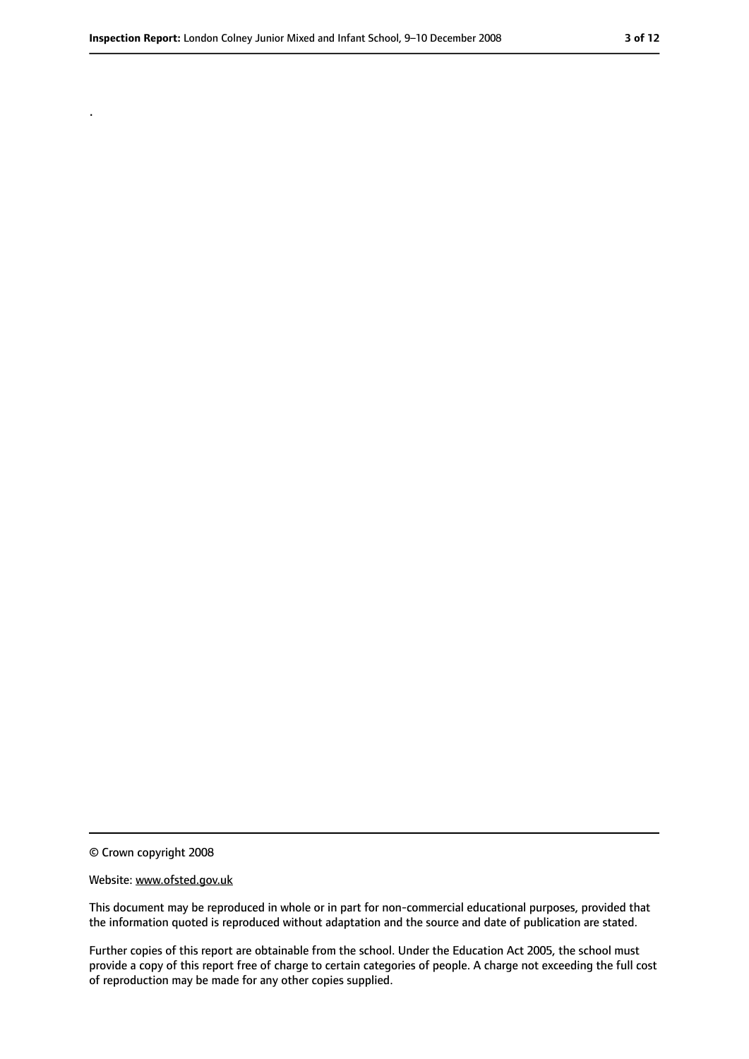.

© Crown copyright 2008

Website: www.ofsted.gov.uk

This document may be reproduced in whole or in part for non-commercial educational purposes, provided that the information quoted is reproduced without adaptation and the source and date of publication are stated.

Further copies of this report are obtainable from the school. Under the Education Act 2005, the school must provide a copy of this report free of charge to certain categories of people. A charge not exceeding the full cost of reproduction may be made for any other copies supplied.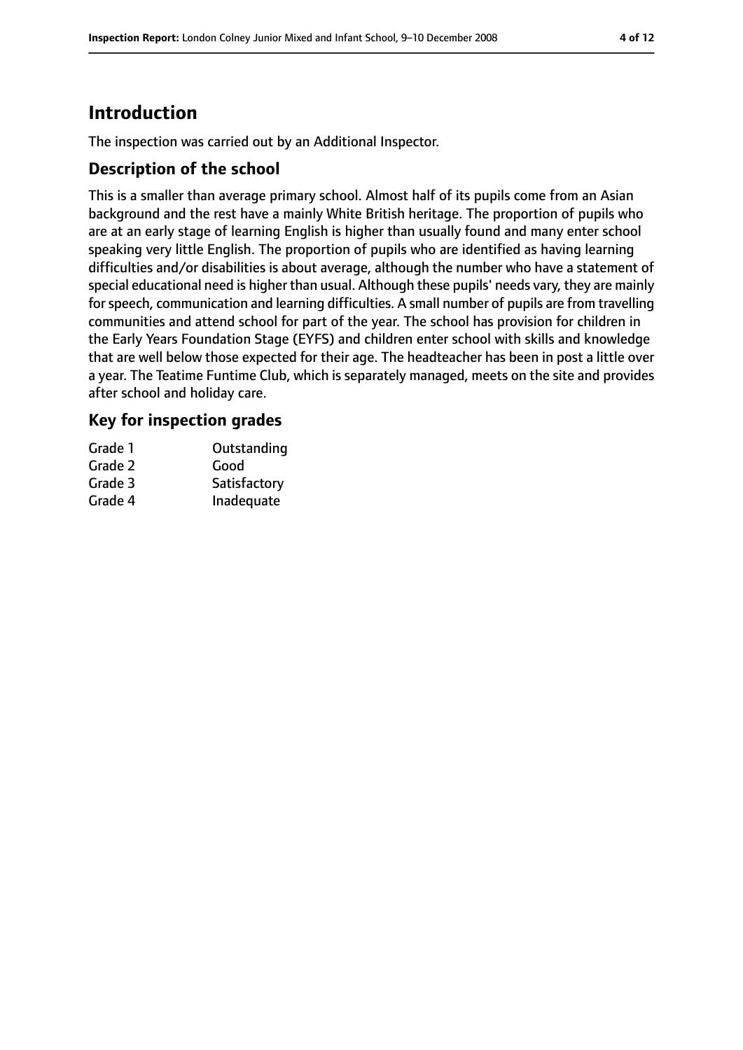# Introduction

The inspection was carried out by an Additional Inspector.

## Description of the school

This is a smaller than average primary school. Almost half of its pupils come from an Asian background and the rest have a mainly White British heritage. The proportion of pupils who are at an early stage of learning English is higher than usually found and many enter school speaking very little English. The proportion of pupils who are identified as having learning difficulties and/or disabilities is about average, although the number who have a statement of special educational need is higher than usual. Although these pupils' needs vary, they are mainly for speech, communication and learning difficulties. A small number of pupils are from travelling communities and attend school for part of the year. The school has provision for children in the Early Years Foundation Stage (EYFS) and children enter school with skills and knowledge that are well below those expected for their age. The headteacher has been in post a little over a year. The Teatime Funtime Club, which is separately managed, meets on the site and provides after school and holiday care.

## Key for inspection grades

| | |
|---|---|
| Grade 1 | Outstanding |
| Grade 2 | Good |
| Grade 3 | Satisfactory |
| Grade 4 | Inadequate |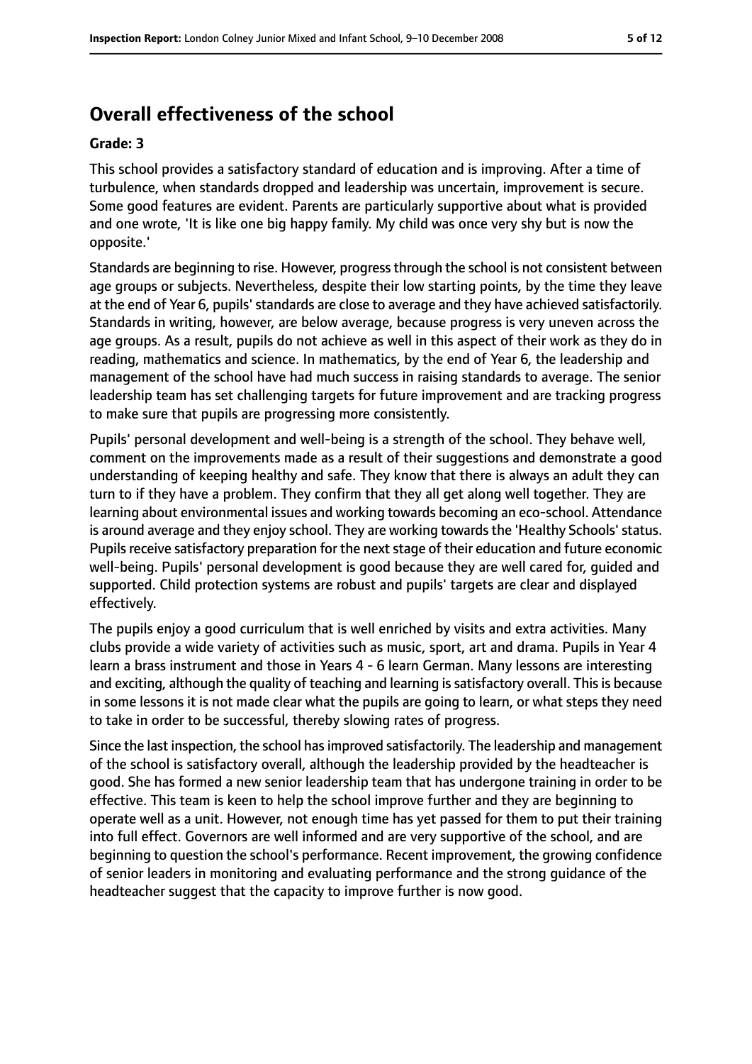## Overall effectiveness of the school

**Grade: 3**

This school provides a satisfactory standard of education and is improving. After a time of turbulence, when standards dropped and leadership was uncertain, improvement is secure. Some good features are evident. Parents are particularly supportive about what is provided and one wrote, 'It is like one big happy family. My child was once very shy but is now the opposite.'

Standards are beginning to rise. However, progress through the school is not consistent between age groups or subjects. Nevertheless, despite their low starting points, by the time they leave at the end of Year 6, pupils' standards are close to average and they have achieved satisfactorily. Standards in writing, however, are below average, because progress is very uneven across the age groups. As a result, pupils do not achieve as well in this aspect of their work as they do in reading, mathematics and science. In mathematics, by the end of Year 6, the leadership and management of the school have had much success in raising standards to average. The senior leadership team has set challenging targets for future improvement and are tracking progress to make sure that pupils are progressing more consistently.

Pupils' personal development and well-being is a strength of the school. They behave well, comment on the improvements made as a result of their suggestions and demonstrate a good understanding of keeping healthy and safe. They know that there is always an adult they can turn to if they have a problem. They confirm that they all get along well together. They are learning about environmental issues and working towards becoming an eco-school. Attendance is around average and they enjoy school. They are working towards the 'Healthy Schools' status. Pupils receive satisfactory preparation for the next stage of their education and future economic well-being. Pupils' personal development is good because they are well cared for, guided and supported. Child protection systems are robust and pupils' targets are clear and displayed effectively.

The pupils enjoy a good curriculum that is well enriched by visits and extra activities. Many clubs provide a wide variety of activities such as music, sport, art and drama. Pupils in Year 4 learn a brass instrument and those in Years 4 - 6 learn German. Many lessons are interesting and exciting, although the quality of teaching and learning is satisfactory overall. This is because in some lessons it is not made clear what the pupils are going to learn, or what steps they need to take in order to be successful, thereby slowing rates of progress.

Since the last inspection, the school has improved satisfactorily. The leadership and management of the school is satisfactory overall, although the leadership provided by the headteacher is good. She has formed a new senior leadership team that has undergone training in order to be effective. This team is keen to help the school improve further and they are beginning to operate well as a unit. However, not enough time has yet passed for them to put their training into full effect. Governors are well informed and are very supportive of the school, and are beginning to question the school's performance. Recent improvement, the growing confidence of senior leaders in monitoring and evaluating performance and the strong guidance of the headteacher suggest that the capacity to improve further is now good.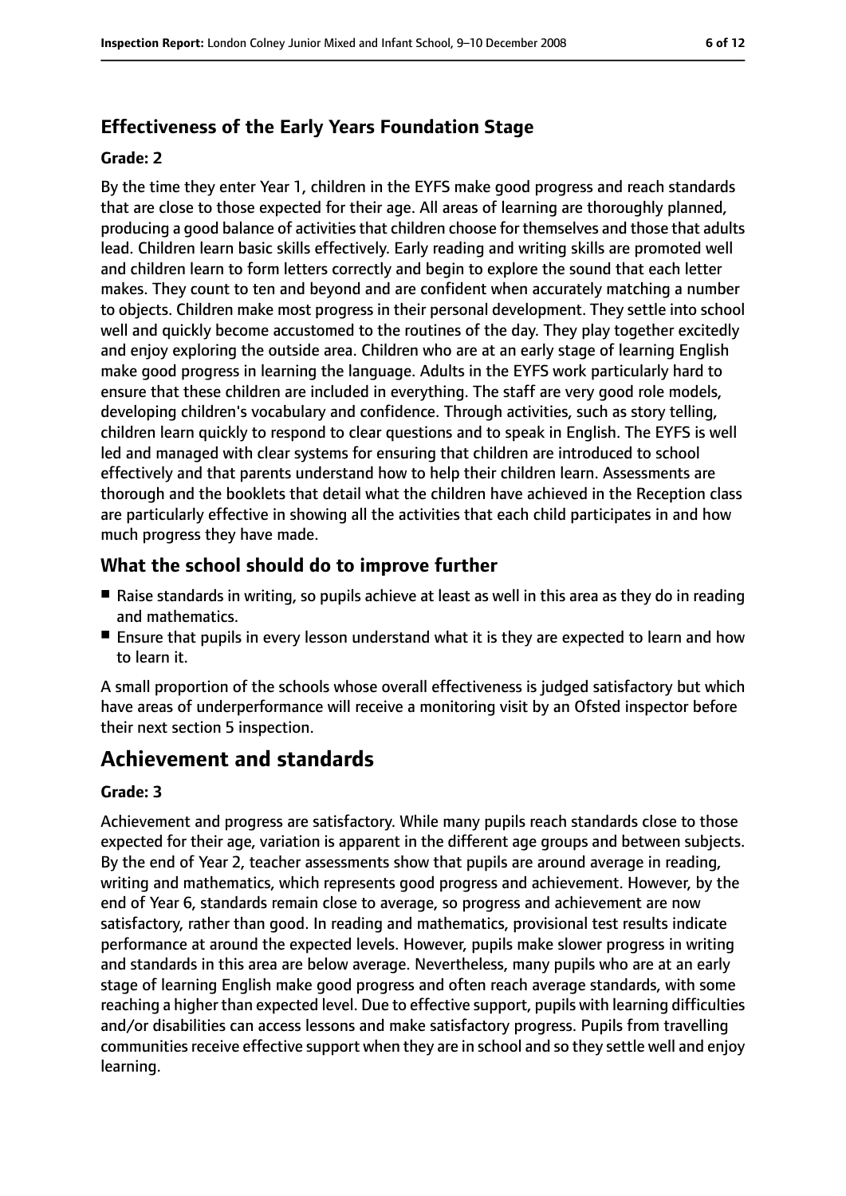### Effectiveness of the Early Years Foundation Stage

#### Grade: 2

By the time they enter Year 1, children in the EYFS make good progress and reach standards that are close to those expected for their age. All areas of learning are thoroughly planned, producing a good balance of activities that children choose for themselves and those that adults lead. Children learn basic skills effectively. Early reading and writing skills are promoted well and children learn to form letters correctly and begin to explore the sound that each letter makes. They count to ten and beyond and are confident when accurately matching a number to objects. Children make most progress in their personal development. They settle into school well and quickly become accustomed to the routines of the day. They play together excitedly and enjoy exploring the outside area. Children who are at an early stage of learning English make good progress in learning the language. Adults in the EYFS work particularly hard to ensure that these children are included in everything. The staff are very good role models, developing children's vocabulary and confidence. Through activities, such as story telling, children learn quickly to respond to clear questions and to speak in English. The EYFS is well led and managed with clear systems for ensuring that children are introduced to school effectively and that parents understand how to help their children learn. Assessments are thorough and the booklets that detail what the children have achieved in the Reception class are particularly effective in showing all the activities that each child participates in and how much progress they have made.

### What the school should do to improve further

- Raise standards in writing, so pupils achieve at least as well in this area as they do in reading and mathematics.
- Ensure that pupils in every lesson understand what it is they are expected to learn and how to learn it.

A small proportion of the schools whose overall effectiveness is judged satisfactory but which have areas of underperformance will receive a monitoring visit by an Ofsted inspector before their next section 5 inspection.

## Achievement and standards

#### Grade: 3

Achievement and progress are satisfactory. While many pupils reach standards close to those expected for their age, variation is apparent in the different age groups and between subjects. By the end of Year 2, teacher assessments show that pupils are around average in reading, writing and mathematics, which represents good progress and achievement. However, by the end of Year 6, standards remain close to average, so progress and achievement are now satisfactory, rather than good. In reading and mathematics, provisional test results indicate performance at around the expected levels. However, pupils make slower progress in writing and standards in this area are below average. Nevertheless, many pupils who are at an early stage of learning English make good progress and often reach average standards, with some reaching a higher than expected level. Due to effective support, pupils with learning difficulties and/or disabilities can access lessons and make satisfactory progress. Pupils from travelling communities receive effective support when they are in school and so they settle well and enjoy learning.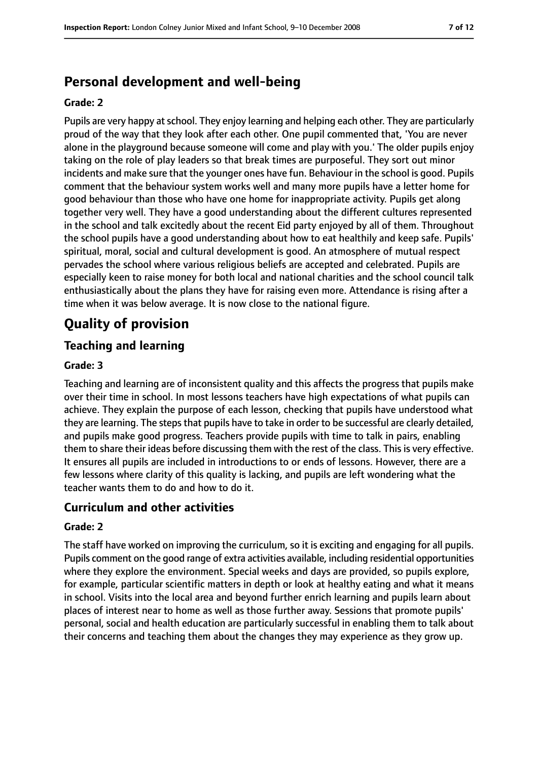## Personal development and well-being

**Grade: 2**

Pupils are very happy at school. They enjoy learning and helping each other. They are particularly proud of the way that they look after each other. One pupil commented that, 'You are never alone in the playground because someone will come and play with you.' The older pupils enjoy taking on the role of play leaders so that break times are purposeful. They sort out minor incidents and make sure that the younger ones have fun. Behaviour in the school is good. Pupils comment that the behaviour system works well and many more pupils have a letter home for good behaviour than those who have one home for inappropriate activity. Pupils get along together very well. They have a good understanding about the different cultures represented in the school and talk excitedly about the recent Eid party enjoyed by all of them. Throughout the school pupils have a good understanding about how to eat healthily and keep safe. Pupils' spiritual, moral, social and cultural development is good. An atmosphere of mutual respect pervades the school where various religious beliefs are accepted and celebrated. Pupils are especially keen to raise money for both local and national charities and the school council talk enthusiastically about the plans they have for raising even more. Attendance is rising after a time when it was below average. It is now close to the national figure.

# Quality of provision

## Teaching and learning

**Grade: 3**

Teaching and learning are of inconsistent quality and this affects the progress that pupils make over their time in school. In most lessons teachers have high expectations of what pupils can achieve. They explain the purpose of each lesson, checking that pupils have understood what they are learning. The steps that pupils have to take in order to be successful are clearly detailed, and pupils make good progress. Teachers provide pupils with time to talk in pairs, enabling them to share their ideas before discussing them with the rest of the class. This is very effective. It ensures all pupils are included in introductions to or ends of lessons. However, there are a few lessons where clarity of this quality is lacking, and pupils are left wondering what the teacher wants them to do and how to do it.

## Curriculum and other activities

**Grade: 2**

The staff have worked on improving the curriculum, so it is exciting and engaging for all pupils. Pupils comment on the good range of extra activities available, including residential opportunities where they explore the environment. Special weeks and days are provided, so pupils explore, for example, particular scientific matters in depth or look at healthy eating and what it means in school. Visits into the local area and beyond further enrich learning and pupils learn about places of interest near to home as well as those further away. Sessions that promote pupils' personal, social and health education are particularly successful in enabling them to talk about their concerns and teaching them about the changes they may experience as they grow up.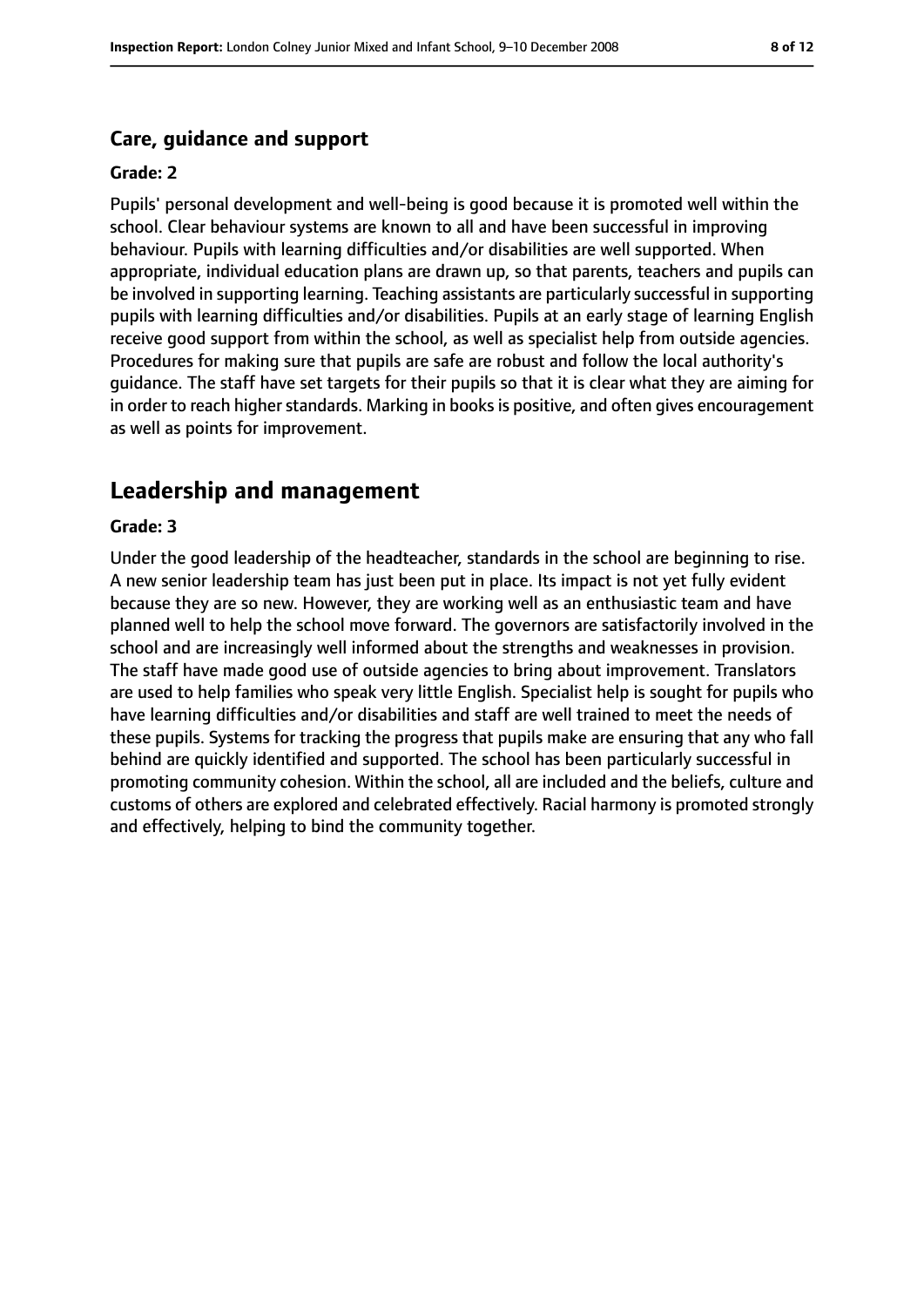### Care, guidance and support

**Grade: 2**

Pupils' personal development and well-being is good because it is promoted well within the school. Clear behaviour systems are known to all and have been successful in improving behaviour. Pupils with learning difficulties and/or disabilities are well supported. When appropriate, individual education plans are drawn up, so that parents, teachers and pupils can be involved in supporting learning. Teaching assistants are particularly successful in supporting pupils with learning difficulties and/or disabilities. Pupils at an early stage of learning English receive good support from within the school, as well as specialist help from outside agencies. Procedures for making sure that pupils are safe are robust and follow the local authority's guidance. The staff have set targets for their pupils so that it is clear what they are aiming for in order to reach higher standards. Marking in books is positive, and often gives encouragement as well as points for improvement.

## Leadership and management

**Grade: 3**

Under the good leadership of the headteacher, standards in the school are beginning to rise. A new senior leadership team has just been put in place. Its impact is not yet fully evident because they are so new. However, they are working well as an enthusiastic team and have planned well to help the school move forward. The governors are satisfactorily involved in the school and are increasingly well informed about the strengths and weaknesses in provision. The staff have made good use of outside agencies to bring about improvement. Translators are used to help families who speak very little English. Specialist help is sought for pupils who have learning difficulties and/or disabilities and staff are well trained to meet the needs of these pupils. Systems for tracking the progress that pupils make are ensuring that any who fall behind are quickly identified and supported. The school has been particularly successful in promoting community cohesion. Within the school, all are included and the beliefs, culture and customs of others are explored and celebrated effectively. Racial harmony is promoted strongly and effectively, helping to bind the community together.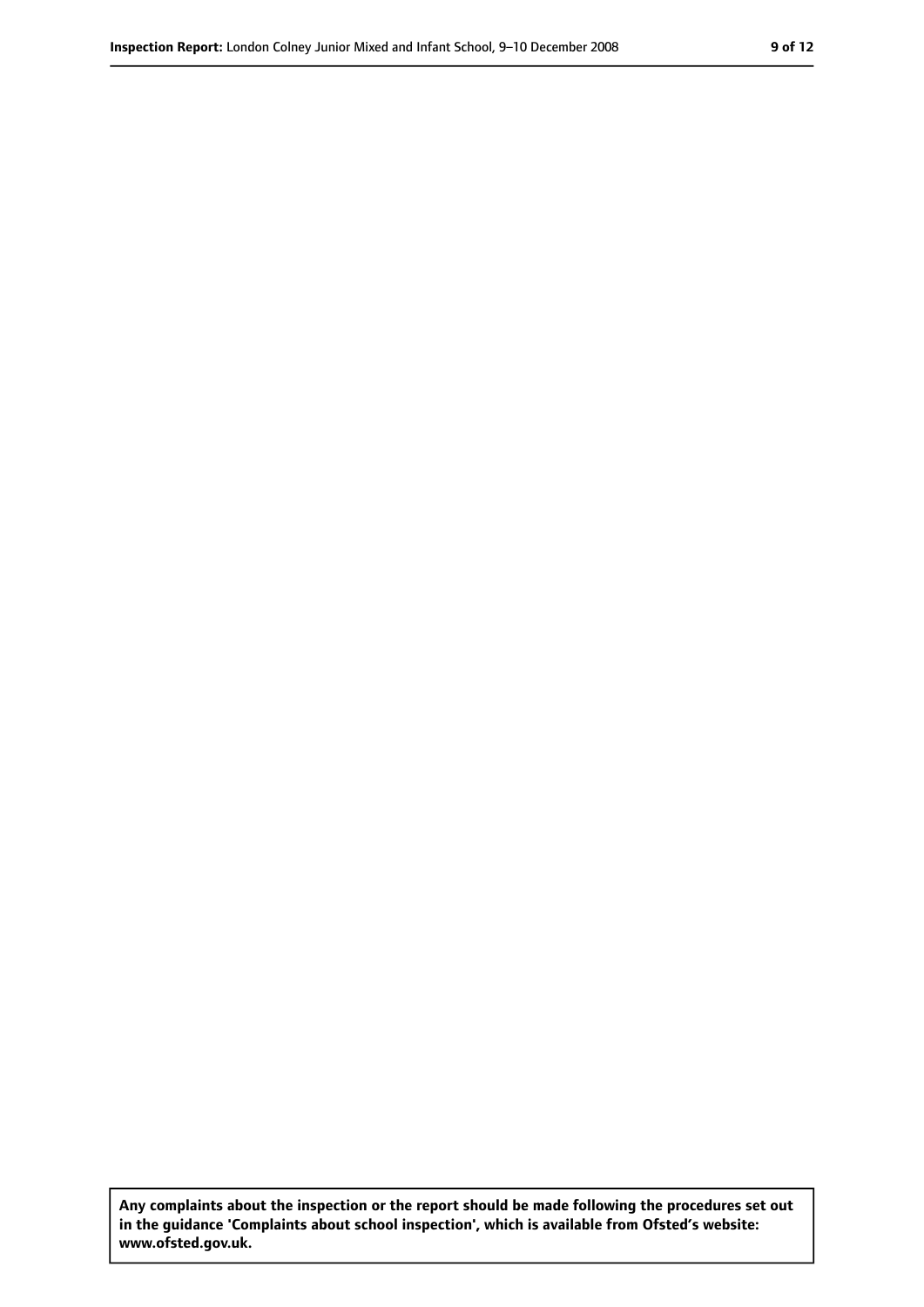**Any complaints about the inspection or the report should be made following the procedures set out in the guidance 'Complaints about school inspection', which is available from Ofsted's website: www.ofsted.gov.uk.**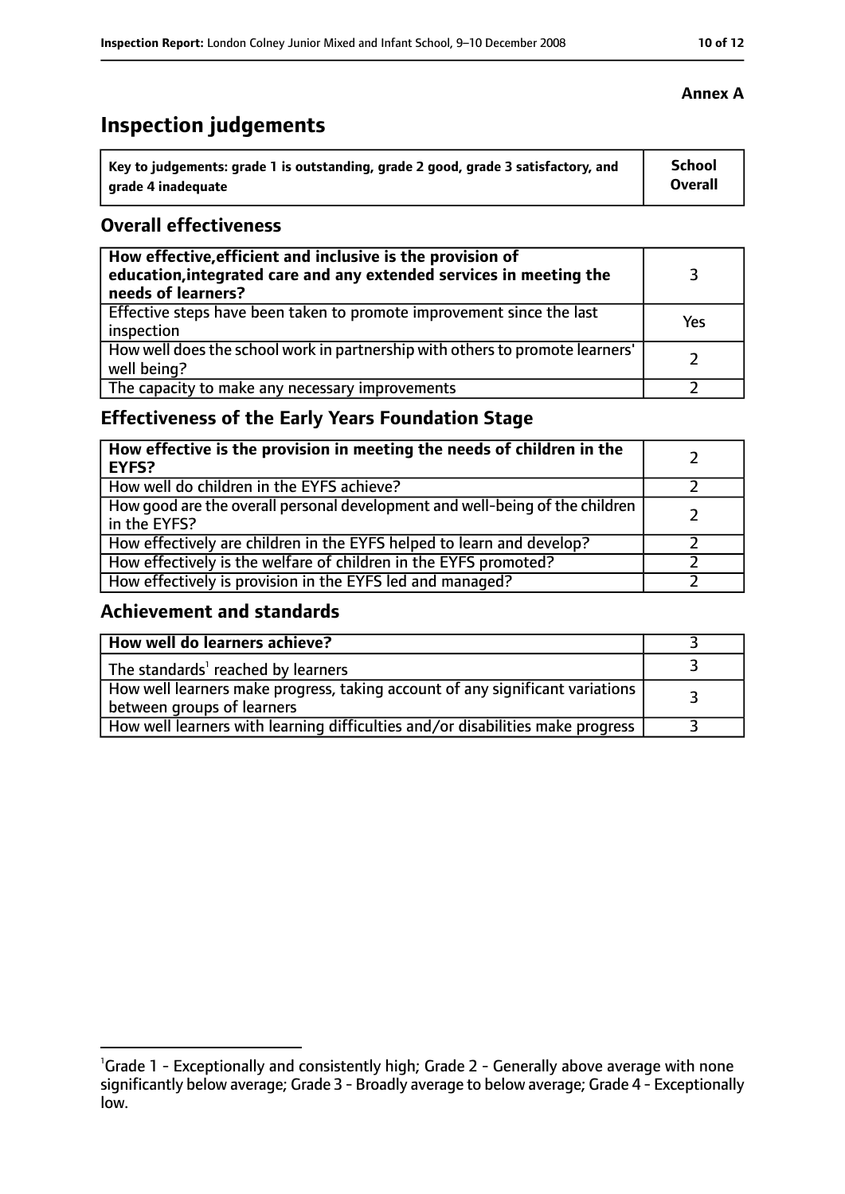**Annex A**

# Inspection judgements

| Key to judgements: grade 1 is outstanding, grade 2 good, grade 3 satisfactory, and grade 4 inadequate | School Overall |
|---|---|

## Overall effectiveness

| | |
|---|---|
| **How effective, efficient and inclusive is the provision of education, integrated care and any extended services in meeting the needs of learners?** | 3 |
| Effective steps have been taken to promote improvement since the last inspection | Yes |
| How well does the school work in partnership with others to promote learners' well being? | 2 |
| The capacity to make any necessary improvements | 2 |

## Effectiveness of the Early Years Foundation Stage

| | |
|---|---|
| **How effective is the provision in meeting the needs of children in the EYFS?** | 2 |
| How well do children in the EYFS achieve? | 2 |
| How good are the overall personal development and well-being of the children in the EYFS? | 2 |
| How effectively are children in the EYFS helped to learn and develop? | 2 |
| How effectively is the welfare of children in the EYFS promoted? | 2 |
| How effectively is provision in the EYFS led and managed? | 2 |

## Achievement and standards

| | |
|---|---|
| **How well do learners achieve?** | 3 |
| The standards[1] reached by learners | 3 |
| How well learners make progress, taking account of any significant variations between groups of learners | 3 |
| How well learners with learning difficulties and/or disabilities make progress | 3 |

[1] Grade 1 - Exceptionally and consistently high; Grade 2 - Generally above average with none significantly below average; Grade 3 - Broadly average to below average; Grade 4 - Exceptionally low.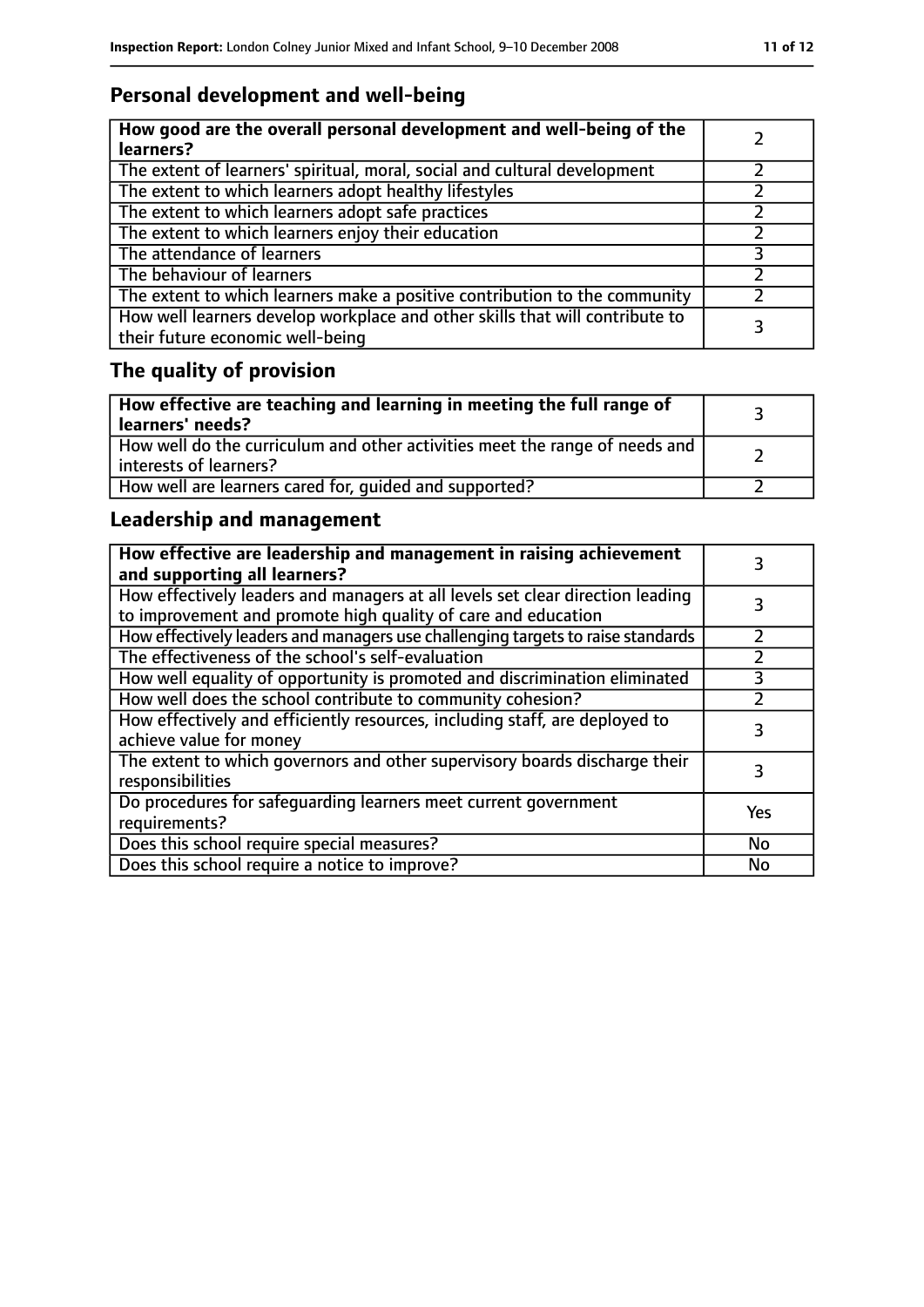## Personal development and well-being

| **How good are the overall personal development and well-being of the learners?** | 2 |
|---|---|
| The extent of learners' spiritual, moral, social and cultural development | 2 |
| The extent to which learners adopt healthy lifestyles | 2 |
| The extent to which learners adopt safe practices | 2 |
| The extent to which learners enjoy their education | 2 |
| The attendance of learners | 3 |
| The behaviour of learners | 2 |
| The extent to which learners make a positive contribution to the community | 2 |
| How well learners develop workplace and other skills that will contribute to their future economic well-being | 3 |

## The quality of provision

| **How effective are teaching and learning in meeting the full range of learners' needs?** | 3 |
|---|---|
| How well do the curriculum and other activities meet the range of needs and interests of learners? | 2 |
| How well are learners cared for, guided and supported? | 2 |

## Leadership and management

| **How effective are leadership and management in raising achievement and supporting all learners?** | 3 |
|---|---|
| How effectively leaders and managers at all levels set clear direction leading to improvement and promote high quality of care and education | 3 |
| How effectively leaders and managers use challenging targets to raise standards | 2 |
| The effectiveness of the school's self-evaluation | 2 |
| How well equality of opportunity is promoted and discrimination eliminated | 3 |
| How well does the school contribute to community cohesion? | 2 |
| How effectively and efficiently resources, including staff, are deployed to achieve value for money | 3 |
| The extent to which governors and other supervisory boards discharge their responsibilities | 3 |
| Do procedures for safeguarding learners meet current government requirements? | Yes |
| Does this school require special measures? | No |
| Does this school require a notice to improve? | No |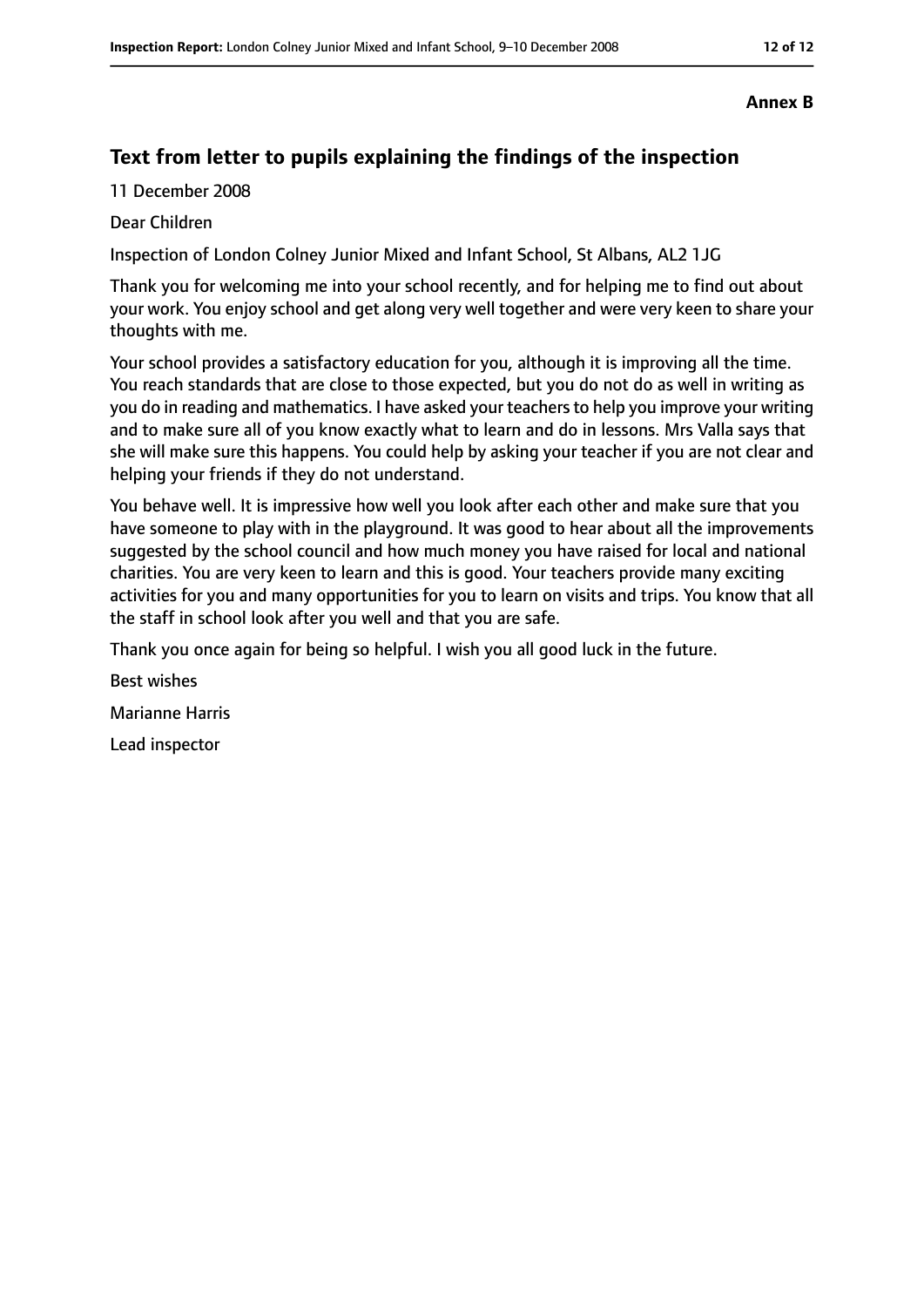**Annex B**

## Text from letter to pupils explaining the findings of the inspection

11 December 2008

Dear Children

Inspection of London Colney Junior Mixed and Infant School, St Albans, AL2 1JG

Thank you for welcoming me into your school recently, and for helping me to find out about your work. You enjoy school and get along very well together and were very keen to share your thoughts with me.

Your school provides a satisfactory education for you, although it is improving all the time. You reach standards that are close to those expected, but you do not do as well in writing as you do in reading and mathematics. I have asked your teachers to help you improve your writing and to make sure all of you know exactly what to learn and do in lessons. Mrs Valla says that she will make sure this happens. You could help by asking your teacher if you are not clear and helping your friends if they do not understand.

You behave well. It is impressive how well you look after each other and make sure that you have someone to play with in the playground. It was good to hear about all the improvements suggested by the school council and how much money you have raised for local and national charities. You are very keen to learn and this is good. Your teachers provide many exciting activities for you and many opportunities for you to learn on visits and trips. You know that all the staff in school look after you well and that you are safe.

Thank you once again for being so helpful. I wish you all good luck in the future.

Best wishes

Marianne Harris

Lead inspector